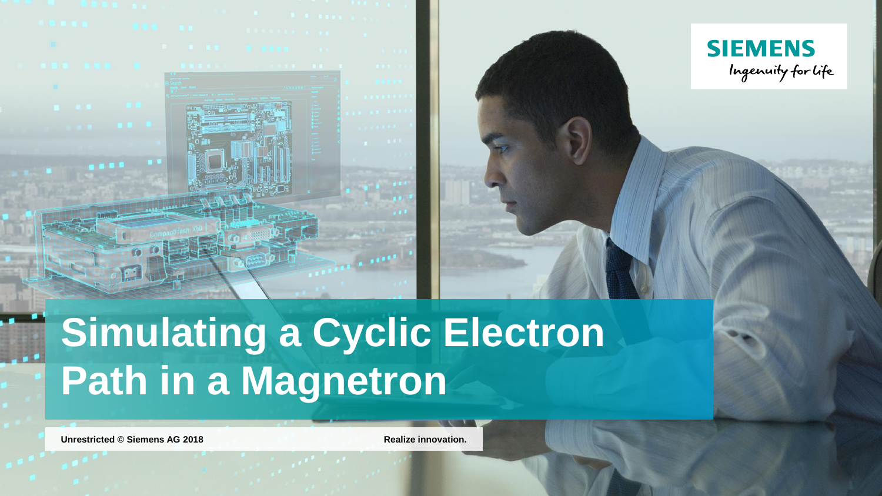# Simulating a Cyclic Electron Path in a Magnetron

Unrestricted © Siemens AG 2018

Realize innovation.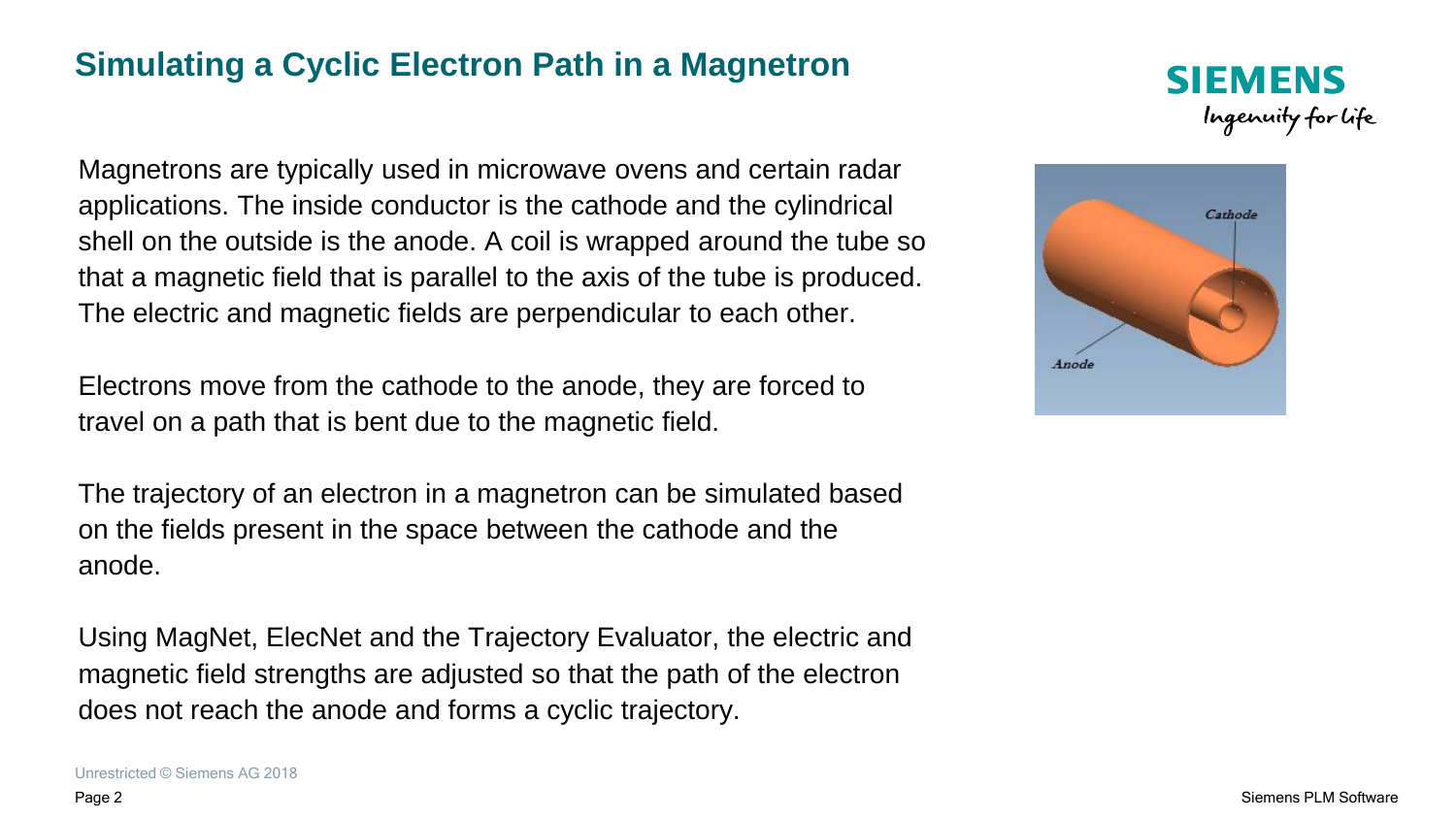# Simulating a Cyclic Electron Path in a Magnetron

Magnetrons are typically used in microwave ovens and certain radar applications. The inside conductor is the cathode and the cylindrical shell on the outside is the anode. A coil is wrapped around the tube so that a magnetic field that is parallel to the axis of the tube is produced. The electric and magnetic fields are perpendicular to each other.

Electrons move from the cathode to the anode, they are forced to travel on a path that is bent due to the magnetic field.

The trajectory of an electron in a magnetron can be simulated based on the fields present in the space between the cathode and the anode.

Using MagNet, ElecNet and the Trajectory Evaluator, the electric and magnetic field strengths are adjusted so that the path of the electron does not reach the anode and forms a cyclic trajectory.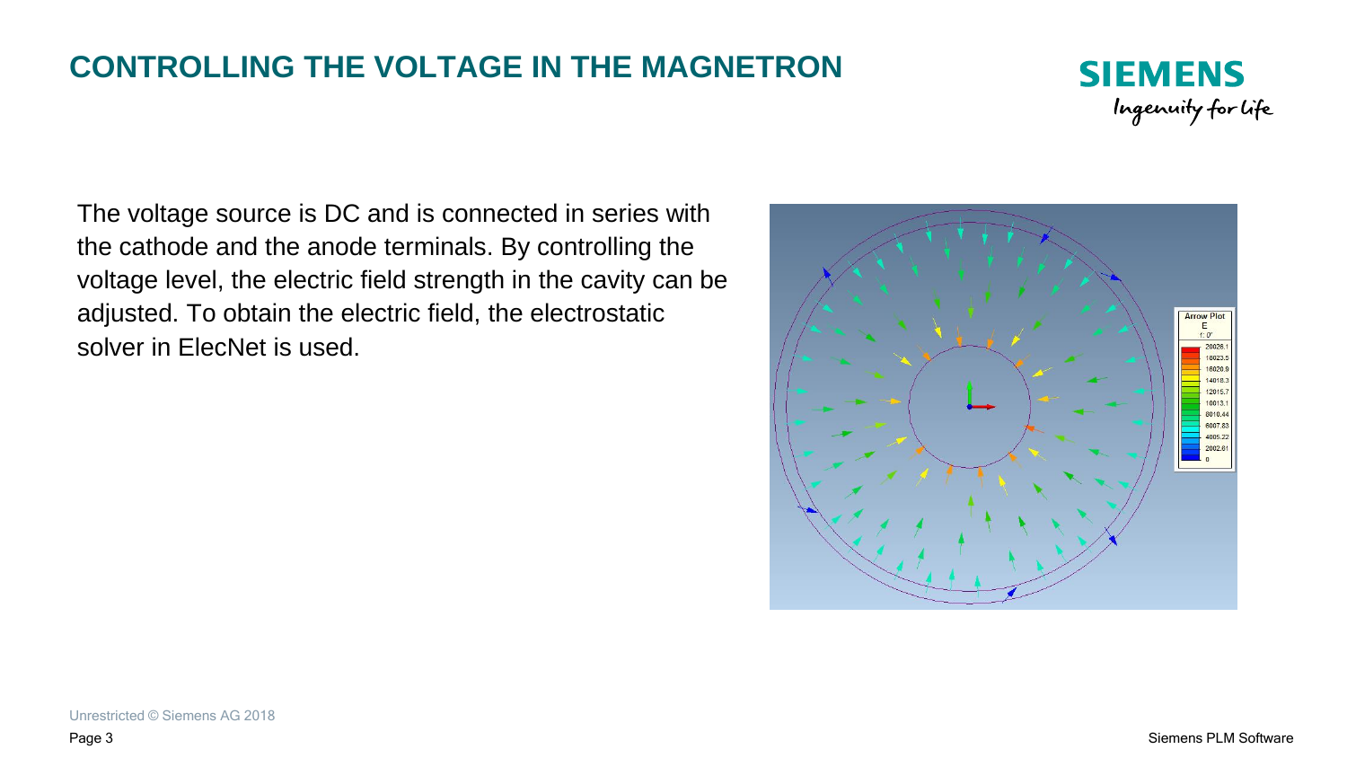# CONTROLLING THE VOLTAGE IN THE MAGNETRON

The voltage source is DC and is connected in series with the cathode and the anode terminals. By controlling the voltage level, the electric field strength in the cavity can be adjusted. To obtain the electric field, the electrostatic solver in ElecNet is used.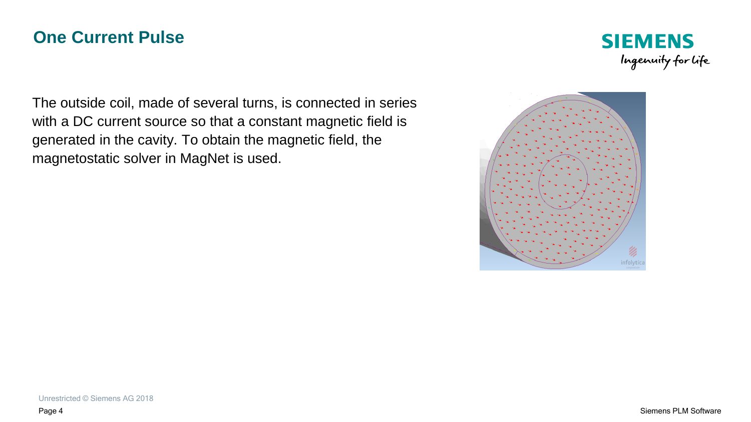## One Current Pulse

The outside coil, made of several turns, is connected in series with a DC current source so that a constant magnetic field is generated in the cavity. To obtain the magnetic field, the magnetostatic solver in MagNet is used.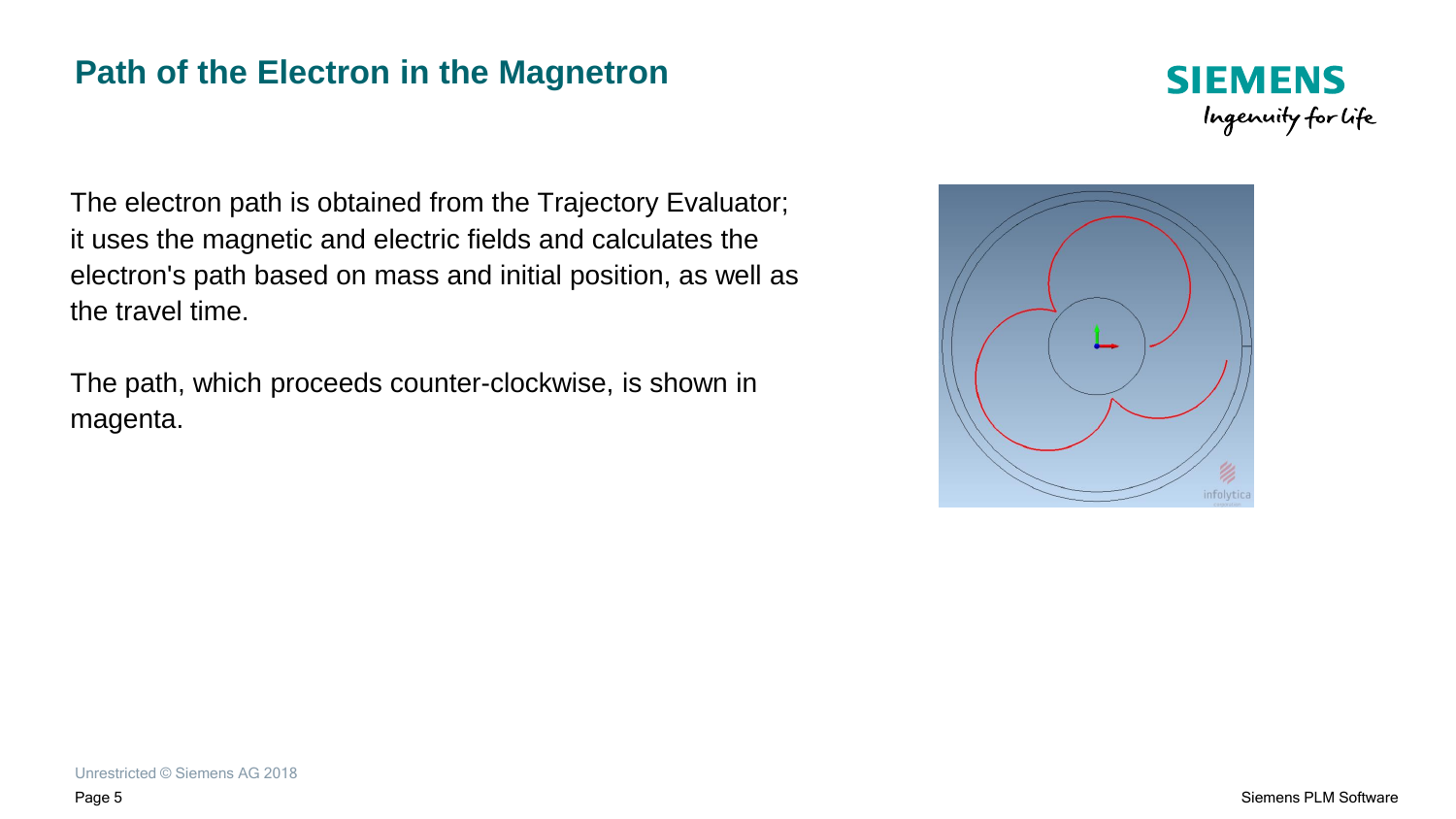## Path of the Electron in the Magnetron

The electron path is obtained from the Trajectory Evaluator; it uses the magnetic and electric fields and calculates the electron's path based on mass and initial position, as well as the travel time.

The path, which proceeds counter-clockwise, is shown in magenta.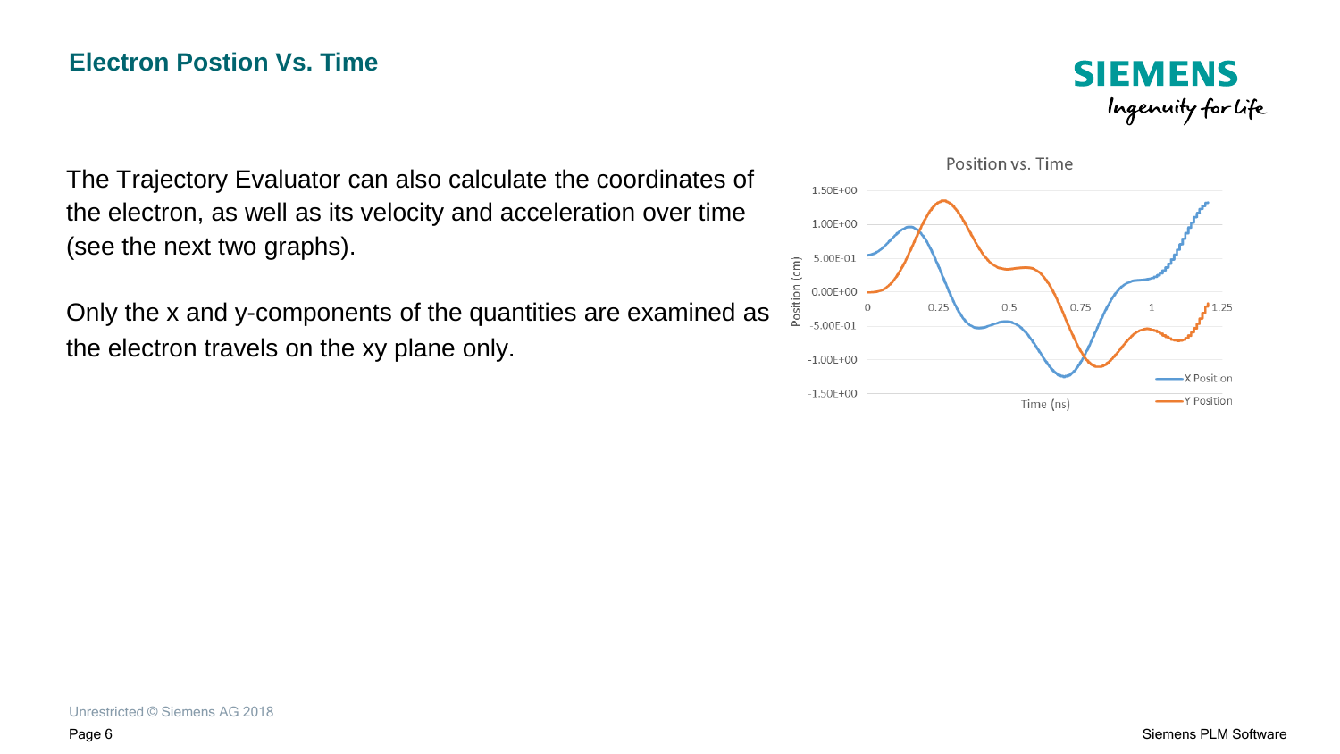## Electron Postion Vs. Time

The Trajectory Evaluator can also calculate the coordinates of the electron, as well as its velocity and acceleration over time (see the next two graphs).

Only the x and y-components of the quantities are examined as the electron travels on the xy plane only.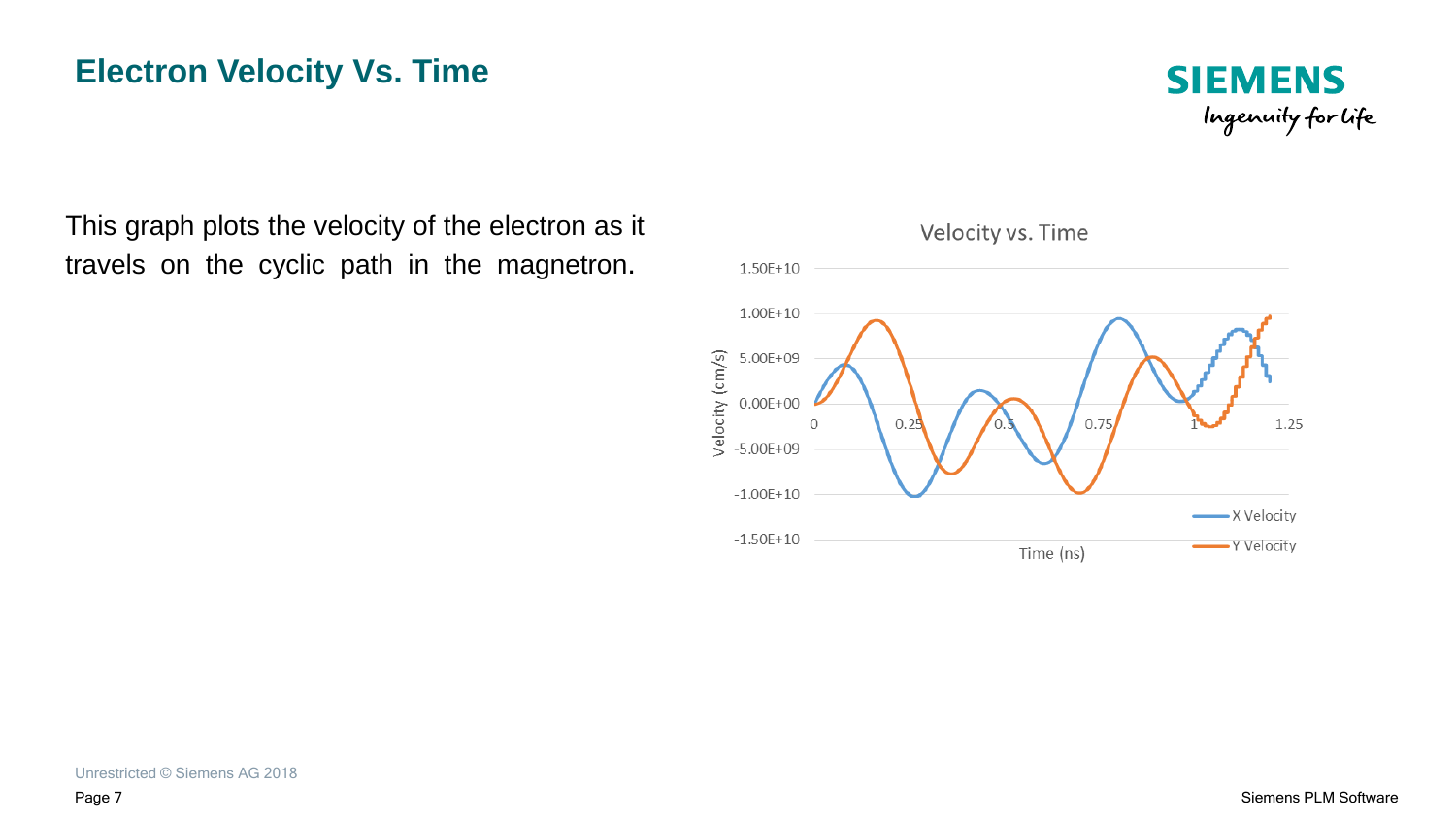# Electron Velocity Vs. Time

This graph plots the velocity of the electron as it travels on the cyclic path in the magnetron.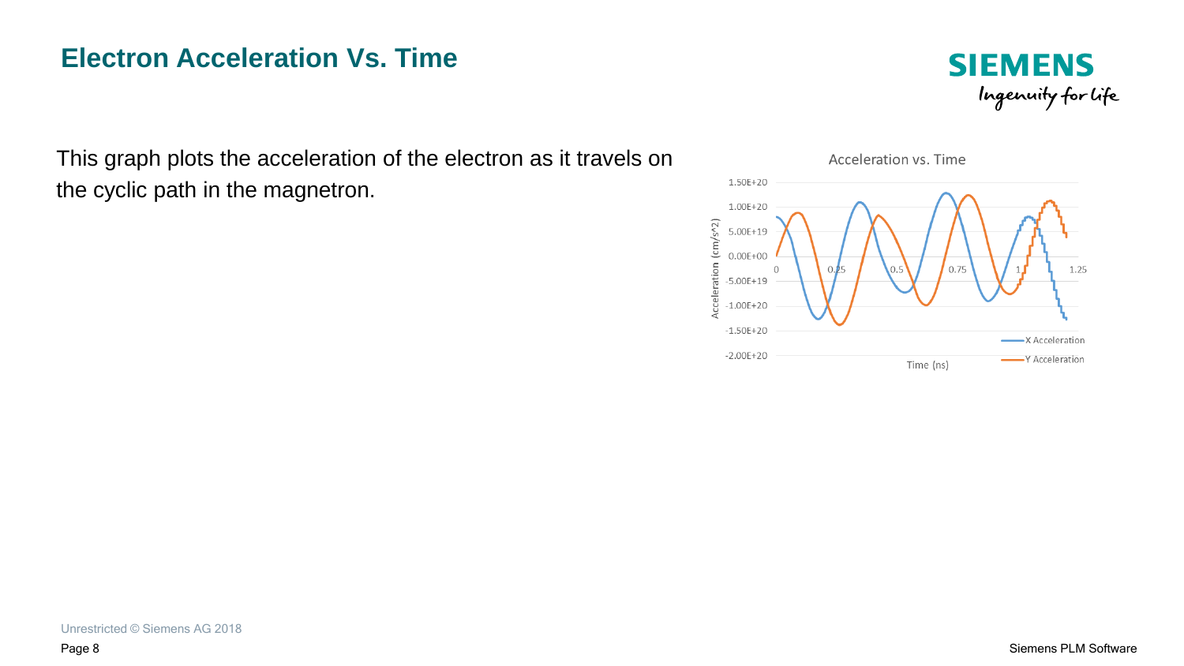# Electron Acceleration Vs. Time

This graph plots the acceleration of the electron as it travels on the cyclic path in the magnetron.

Acceleration vs. Time

1.50E+20
1.00E+20
5.00E+19
0.00E+00
-5.00E+19
-1.00E+20
-1.50E+20
-2.00E+20

Acceleration (cm/s^2)

0
0.25
0.5
0.75
1
1.25

Time (ns)

X Acceleration
Y Acceleration